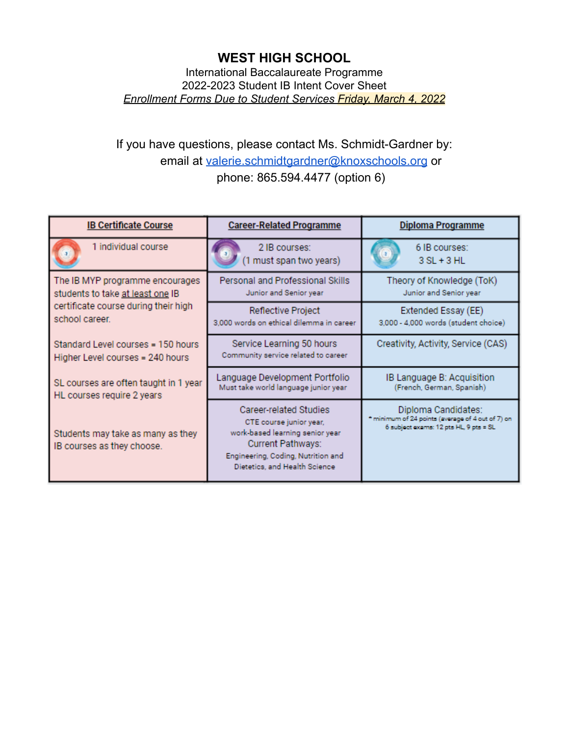# WEST HIGH SCHOOL

International Baccalaureate Programme
2022-2023 Student IB Intent Cover Sheet
*Enrollment Forms Due to Student Services Friday, March 4, 2022*

If you have questions, please contact Ms. Schmidt-Gardner by:
email at valerie.schmidtgardner@knoxschools.org or
phone: 865.594.4477 (option 6)

| IB Certificate Course | Career-Related Programme | Diploma Programme |
|---|---|---|
| 1 individual course | 2 IB courses: (1 must span two years) | 6 IB courses: 3 SL + 3 HL |
| The IB MYP programme encourages students to take at least one IB certificate course during their high school career.<br><br>Standard Level courses = 150 hours<br>Higher Level courses = 240 hours<br><br>SL courses are often taught in 1 year<br>HL courses require 2 years<br><br>Students may take as many as they IB courses as they choose. | Personal and Professional Skills<br>Junior and Senior year | Theory of Knowledge (ToK)<br>Junior and Senior year |
| | Reflective Project<br>3,000 words on ethical dilemma in career | Extended Essay (EE)<br>3,000 - 4,000 words (student choice) |
| | Service Learning 50 hours<br>Community service related to career | Creativity, Activity, Service (CAS) |
| | Language Development Portfolio<br>Must take world language junior year | IB Language B: Acquisition<br>(French, German, Spanish) |
| | Career-related Studies<br>CTE course junior year,<br>work-based learning senior year<br>Current Pathways:<br>Engineering, Coding, Nutrition and Dietetics, and Health Science | Diploma Candidates:<br>* minimum of 24 points (average of 4 out of 7) on 6 subject exams: 12 pts HL, 9 pts = SL |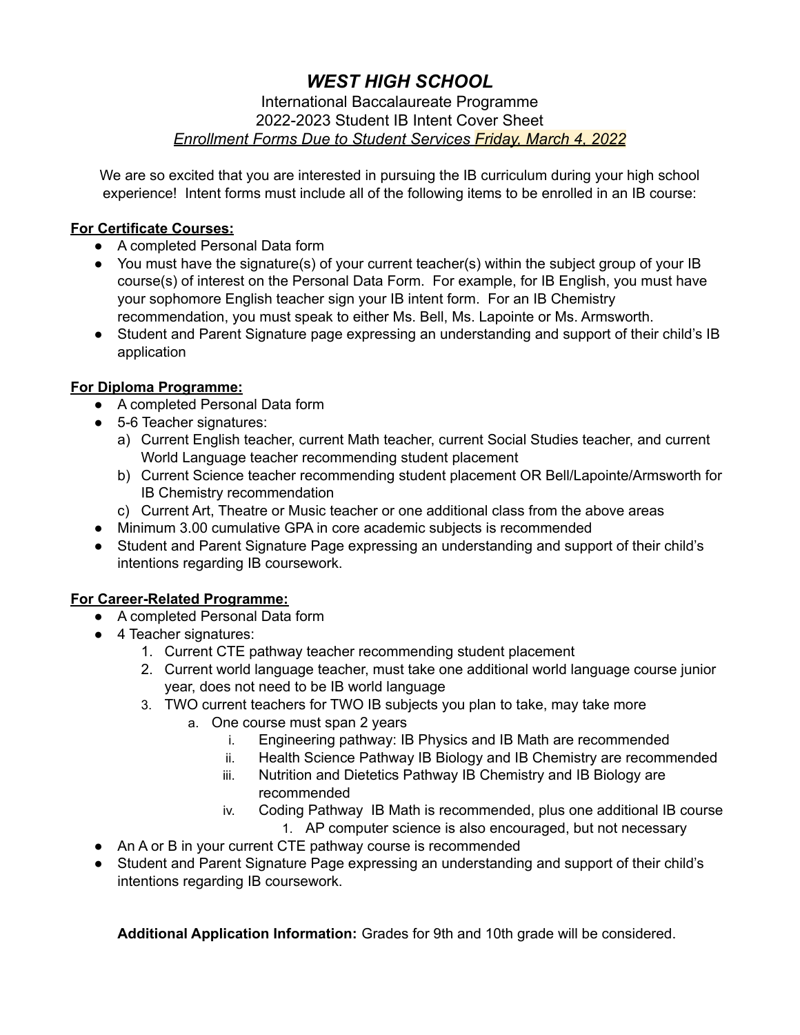# *WEST HIGH SCHOOL*

International Baccalaureate Programme
2022-2023 Student IB Intent Cover Sheet
*Enrollment Forms Due to Student Services Friday, March 4, 2022*

We are so excited that you are interested in pursuing the IB curriculum during your high school experience! Intent forms must include all of the following items to be enrolled in an IB course:

**For Certificate Courses:**

- A completed Personal Data form
- You must have the signature(s) of your current teacher(s) within the subject group of your IB course(s) of interest on the Personal Data Form. For example, for IB English, you must have your sophomore English teacher sign your IB intent form. For an IB Chemistry recommendation, you must speak to either Ms. Bell, Ms. Lapointe or Ms. Armsworth.
- Student and Parent Signature page expressing an understanding and support of their child's IB application

**For Diploma Programme:**

- A completed Personal Data form
- 5-6 Teacher signatures:
  a) Current English teacher, current Math teacher, current Social Studies teacher, and current World Language teacher recommending student placement
  b) Current Science teacher recommending student placement OR Bell/Lapointe/Armsworth for IB Chemistry recommendation
  c) Current Art, Theatre or Music teacher or one additional class from the above areas
- Minimum 3.00 cumulative GPA in core academic subjects is recommended
- Student and Parent Signature Page expressing an understanding and support of their child's intentions regarding IB coursework.

**For Career-Related Programme:**

- A completed Personal Data form
- 4 Teacher signatures:
  1. Current CTE pathway teacher recommending student placement
  2. Current world language teacher, must take one additional world language course junior year, does not need to be IB world language
  3. TWO current teachers for TWO IB subjects you plan to take, may take more
     a. One course must span 2 years
        i. Engineering pathway: IB Physics and IB Math are recommended
        ii. Health Science Pathway IB Biology and IB Chemistry are recommended
        iii. Nutrition and Dietetics Pathway IB Chemistry and IB Biology are recommended
        iv. Coding Pathway IB Math is recommended, plus one additional IB course
            1. AP computer science is also encouraged, but not necessary
- An A or B in your current CTE pathway course is recommended
- Student and Parent Signature Page expressing an understanding and support of their child's intentions regarding IB coursework.

**Additional Application Information:** Grades for 9th and 10th grade will be considered.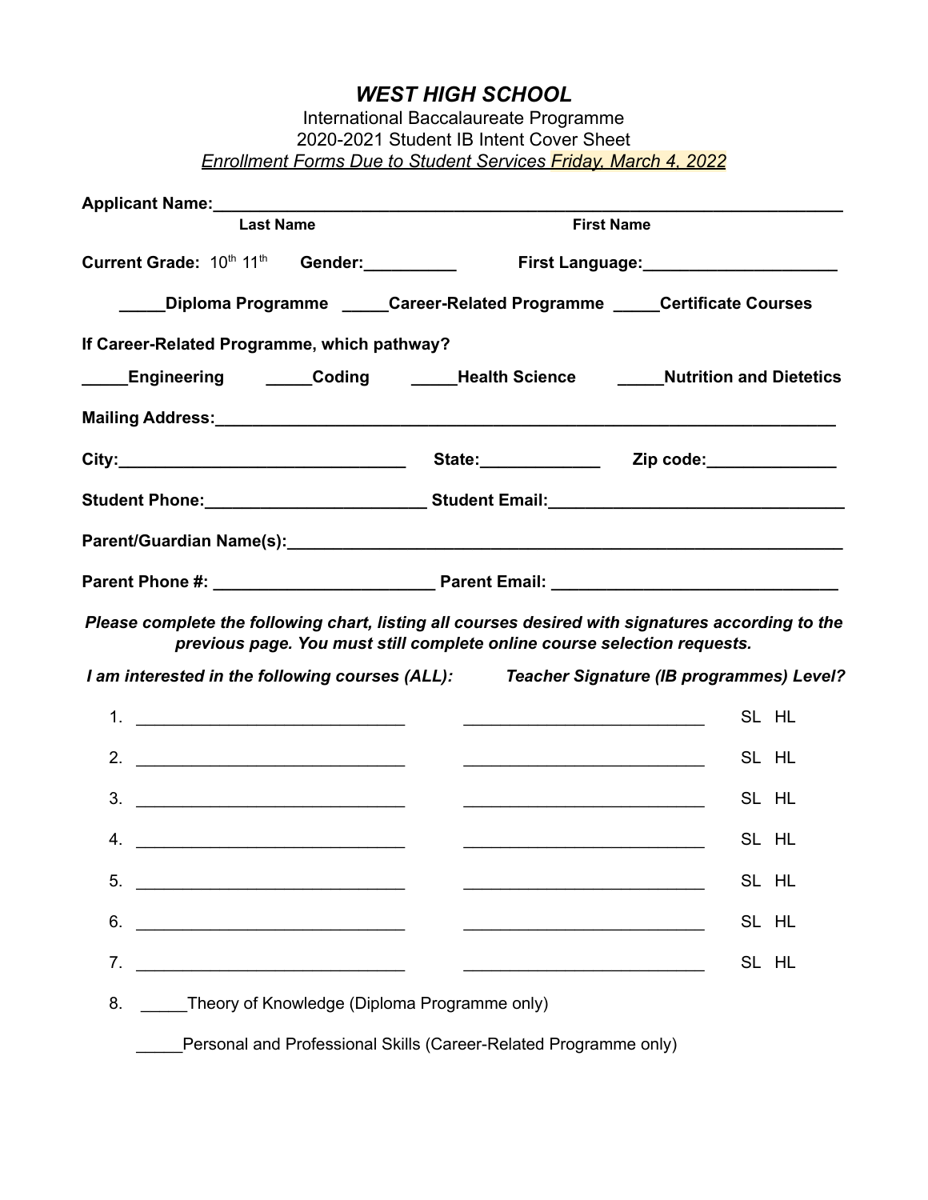# *WEST HIGH SCHOOL*

International Baccalaureate Programme
2020-2021 Student IB Intent Cover Sheet
*Enrollment Forms Due to Student Services Friday, March 4, 2022*

**Applicant Name:**______________________________________________________________________
**Last Name** **First Name**

**Current Grade:** 10th 11th **Gender:**__________ **First Language:**_____________________

_____**Diploma Programme** _____**Career-Related Programme** _____**Certificate Courses**

**If Career-Related Programme, which pathway?**

_____**Engineering** _____**Coding** _____**Health Science** _____**Nutrition and Dietetics**

**Mailing Address:**______________________________________________________________________

**City:**_______________________________ **State:**_____________ **Zip code:**______________

**Student Phone:**________________________ **Student Email:**________________________________

**Parent/Guardian Name(s):**_______________________________________________________________

**Parent Phone #:** ________________________ **Parent Email:** _______________________________

***Please complete the following chart, listing all courses desired with signatures according to the previous page. You must still complete online course selection requests.***

| ***I am interested in the following courses (ALL):*** | ***Teacher Signature (IB programmes)*** | ***Level?*** |
|---|---|---|
| 1. ______________________________ | __________________________ | SL HL |
| 2. ______________________________ | __________________________ | SL HL |
| 3. ______________________________ | __________________________ | SL HL |
| 4. ______________________________ | __________________________ | SL HL |
| 5. ______________________________ | __________________________ | SL HL |
| 6. ______________________________ | __________________________ | SL HL |
| 7. ______________________________ | __________________________ | SL HL |

8. _____Theory of Knowledge (Diploma Programme only)

   _____Personal and Professional Skills (Career-Related Programme only)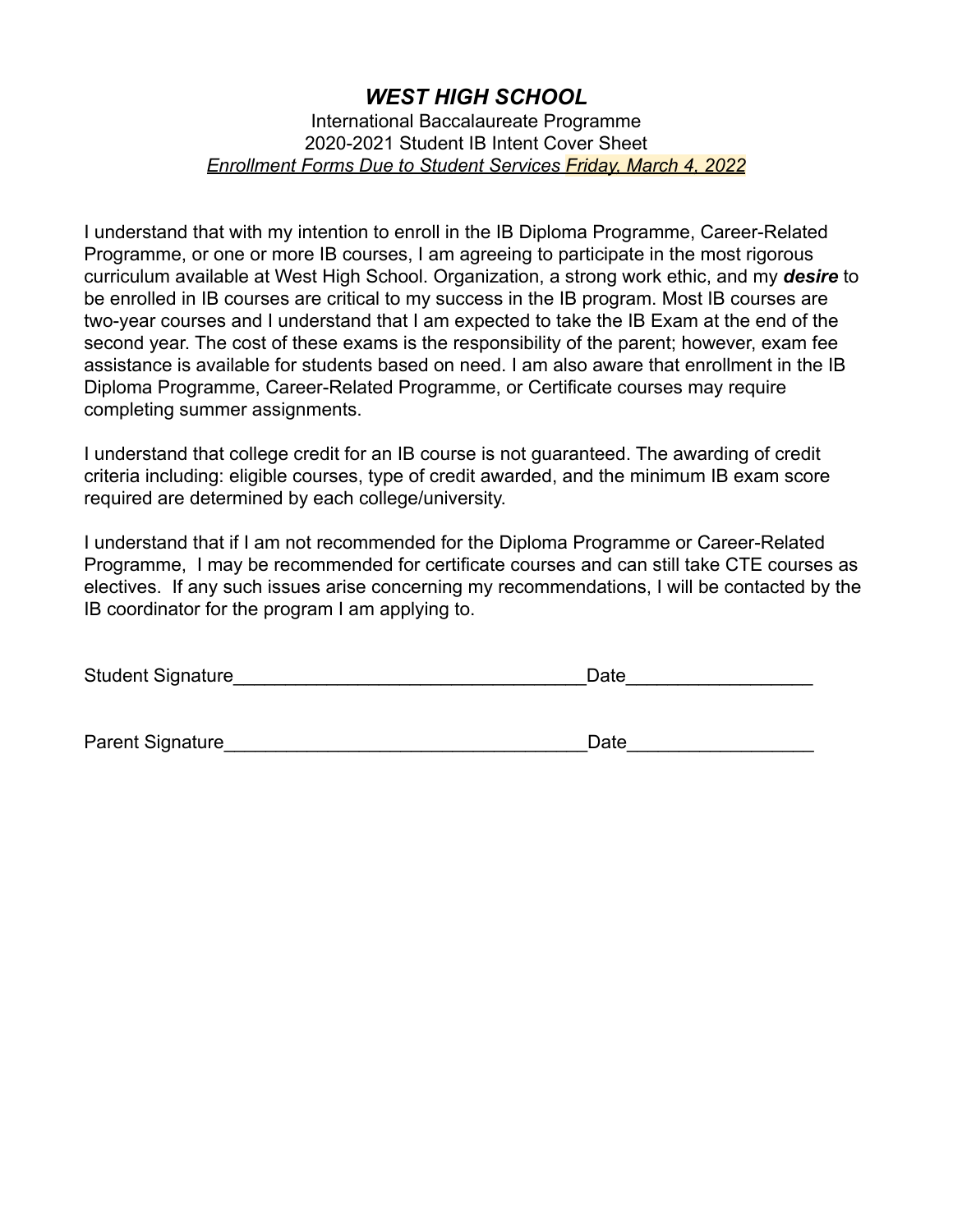# *WEST HIGH SCHOOL*

International Baccalaureate Programme
2020-2021 Student IB Intent Cover Sheet
*Enrollment Forms Due to Student Services Friday, March 4, 2022*

I understand that with my intention to enroll in the IB Diploma Programme, Career-Related Programme, or one or more IB courses, I am agreeing to participate in the most rigorous curriculum available at West High School. Organization, a strong work ethic, and my ***desire*** to be enrolled in IB courses are critical to my success in the IB program. Most IB courses are two-year courses and I understand that I am expected to take the IB Exam at the end of the second year. The cost of these exams is the responsibility of the parent; however, exam fee assistance is available for students based on need. I am also aware that enrollment in the IB Diploma Programme, Career-Related Programme, or Certificate courses may require completing summer assignments.

I understand that college credit for an IB course is not guaranteed. The awarding of credit criteria including: eligible courses, type of credit awarded, and the minimum IB exam score required are determined by each college/university.

I understand that if I am not recommended for the Diploma Programme or Career-Related Programme, I may be recommended for certificate courses and can still take CTE courses as electives. If any such issues arise concerning my recommendations, I will be contacted by the IB coordinator for the program I am applying to.

Student Signature__________________________________Date_________________

Parent Signature___________________________________Date_________________